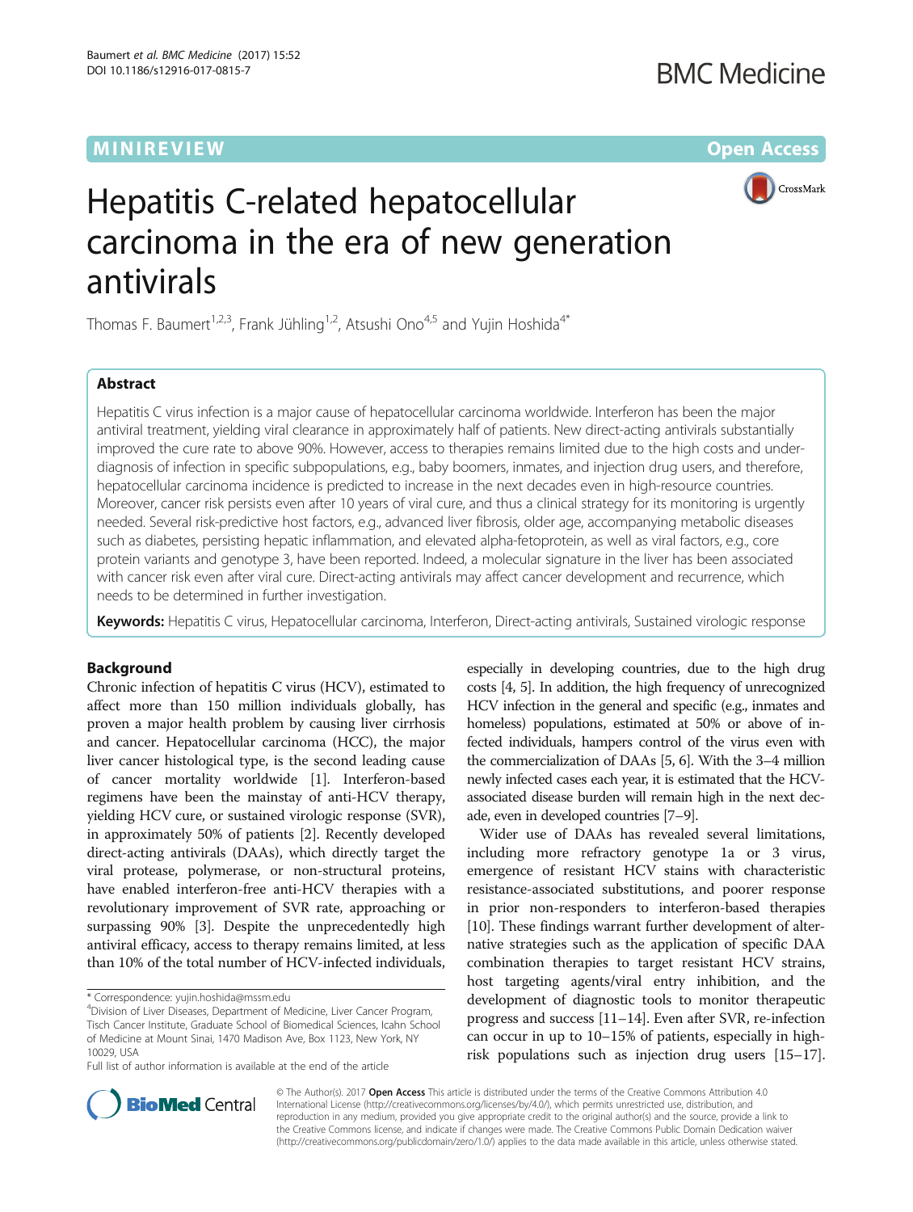MINIREVIEW

Open Access

# Hepatitis C-related hepatocellular carcinoma in the era of new generation antivirals

Thomas F. Baumert[1,2,3], Frank Jühling[1,2], Atsushi Ono[4,5] and Yujin Hoshida[4*]

## Abstract

Hepatitis C virus infection is a major cause of hepatocellular carcinoma worldwide. Interferon has been the major antiviral treatment, yielding viral clearance in approximately half of patients. New direct-acting antivirals substantially improved the cure rate to above 90%. However, access to therapies remains limited due to the high costs and under-diagnosis of infection in specific subpopulations, e.g., baby boomers, inmates, and injection drug users, and therefore, hepatocellular carcinoma incidence is predicted to increase in the next decades even in high-resource countries. Moreover, cancer risk persists even after 10 years of viral cure, and thus a clinical strategy for its monitoring is urgently needed. Several risk-predictive host factors, e.g., advanced liver fibrosis, older age, accompanying metabolic diseases such as diabetes, persisting hepatic inflammation, and elevated alpha-fetoprotein, as well as viral factors, e.g., core protein variants and genotype 3, have been reported. Indeed, a molecular signature in the liver has been associated with cancer risk even after viral cure. Direct-acting antivirals may affect cancer development and recurrence, which needs to be determined in further investigation.

**Keywords:** Hepatitis C virus, Hepatocellular carcinoma, Interferon, Direct-acting antivirals, Sustained virologic response

## Background

Chronic infection of hepatitis C virus (HCV), estimated to affect more than 150 million individuals globally, has proven a major health problem by causing liver cirrhosis and cancer. Hepatocellular carcinoma (HCC), the major liver cancer histological type, is the second leading cause of cancer mortality worldwide [1]. Interferon-based regimens have been the mainstay of anti-HCV therapy, yielding HCV cure, or sustained virologic response (SVR), in approximately 50% of patients [2]. Recently developed direct-acting antivirals (DAAs), which directly target the viral protease, polymerase, or non-structural proteins, have enabled interferon-free anti-HCV therapies with a revolutionary improvement of SVR rate, approaching or surpassing 90% [3]. Despite the unprecedentedly high antiviral efficacy, access to therapy remains limited, at less than 10% of the total number of HCV-infected individuals, especially in developing countries, due to the high drug costs [4, 5]. In addition, the high frequency of unrecognized HCV infection in the general and specific (e.g., inmates and homeless) populations, estimated at 50% or above of infected individuals, hampers control of the virus even with the commercialization of DAAs [5, 6]. With the 3–4 million newly infected cases each year, it is estimated that the HCV-associated disease burden will remain high in the next decade, even in developed countries [7–9].

Wider use of DAAs has revealed several limitations, including more refractory genotype 1a or 3 virus, emergence of resistant HCV stains with characteristic resistance-associated substitutions, and poorer response in prior non-responders to interferon-based therapies [10]. These findings warrant further development of alternative strategies such as the application of specific DAA combination therapies to target resistant HCV strains, host targeting agents/viral entry inhibition, and the development of diagnostic tools to monitor therapeutic progress and success [11–14]. Even after SVR, re-infection can occur in up to 10–15% of patients, especially in high-risk populations such as injection drug users [15–17].

* Correspondence: yujin.hoshida@mssm.edu

[4]Division of Liver Diseases, Department of Medicine, Liver Cancer Program, Tisch Cancer Institute, Graduate School of Biomedical Sciences, Icahn School of Medicine at Mount Sinai, 1470 Madison Ave, Box 1123, New York, NY 10029, USA

Full list of author information is available at the end of the article

© The Author(s). 2017 **Open Access** This article is distributed under the terms of the Creative Commons Attribution 4.0 International License (http://creativecommons.org/licenses/by/4.0/), which permits unrestricted use, distribution, and reproduction in any medium, provided you give appropriate credit to the original author(s) and the source, provide a link to the Creative Commons license, and indicate if changes were made. The Creative Commons Public Domain Dedication waiver (http://creativecommons.org/publicdomain/zero/1.0/) applies to the data made available in this article, unless otherwise stated.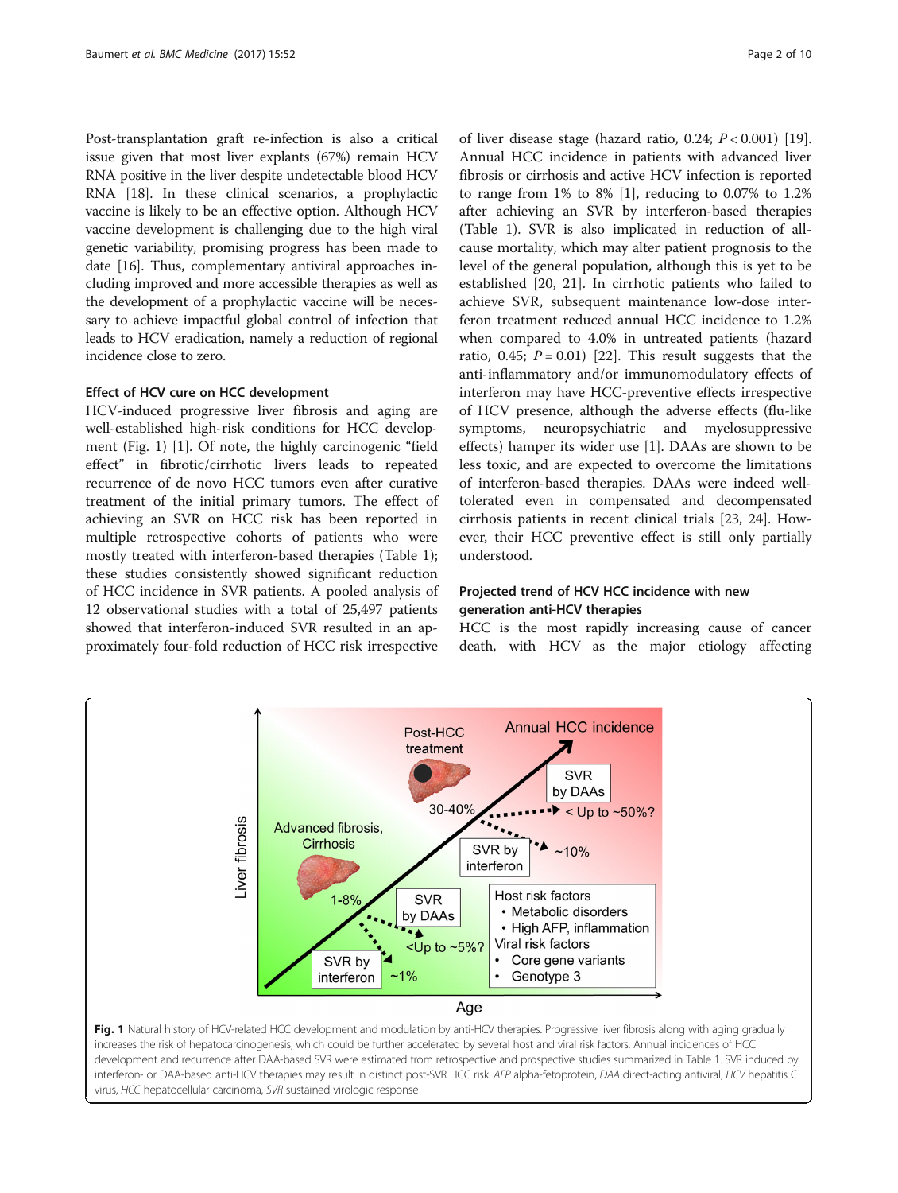Post-transplantation graft re-infection is also a critical issue given that most liver explants (67%) remain HCV RNA positive in the liver despite undetectable blood HCV RNA [18]. In these clinical scenarios, a prophylactic vaccine is likely to be an effective option. Although HCV vaccine development is challenging due to the high viral genetic variability, promising progress has been made to date [16]. Thus, complementary antiviral approaches including improved and more accessible therapies as well as the development of a prophylactic vaccine will be necessary to achieve impactful global control of infection that leads to HCV eradication, namely a reduction of regional incidence close to zero.

### Effect of HCV cure on HCC development

HCV-induced progressive liver fibrosis and aging are well-established high-risk conditions for HCC development (Fig. 1) [1]. Of note, the highly carcinogenic "field effect" in fibrotic/cirrhotic livers leads to repeated recurrence of de novo HCC tumors even after curative treatment of the initial primary tumors. The effect of achieving an SVR on HCC risk has been reported in multiple retrospective cohorts of patients who were mostly treated with interferon-based therapies (Table 1); these studies consistently showed significant reduction of HCC incidence in SVR patients. A pooled analysis of 12 observational studies with a total of 25,497 patients showed that interferon-induced SVR resulted in an approximately four-fold reduction of HCC risk irrespective of liver disease stage (hazard ratio, 0.24; $P < 0.001$) [19]. Annual HCC incidence in patients with advanced liver fibrosis or cirrhosis and active HCV infection is reported to range from 1% to 8% [1], reducing to 0.07% to 1.2% after achieving an SVR by interferon-based therapies (Table 1). SVR is also implicated in reduction of all-cause mortality, which may alter patient prognosis to the level of the general population, although this is yet to be established [20, 21]. In cirrhotic patients who failed to achieve SVR, subsequent maintenance low-dose interferon treatment reduced annual HCC incidence to 1.2% when compared to 4.0% in untreated patients (hazard ratio, 0.45; $P = 0.01$) [22]. This result suggests that the anti-inflammatory and/or immunomodulatory effects of interferon may have HCC-preventive effects irrespective of HCV presence, although the adverse effects (flu-like symptoms, neuropsychiatric and myelosuppressive effects) hamper its wider use [1]. DAAs are shown to be less toxic, and are expected to overcome the limitations of interferon-based therapies. DAAs were indeed well-tolerated even in compensated and decompensated cirrhosis patients in recent clinical trials [23, 24]. However, their HCC preventive effect is still only partially understood.

### Projected trend of HCV HCC incidence with new generation anti-HCV therapies

HCC is the most rapidly increasing cause of cancer death, with HCV as the major etiology affecting

**Fig. 1** Natural history of HCV-related HCC development and modulation by anti-HCV therapies. Progressive liver fibrosis along with aging gradually increases the risk of hepatocarcinogenesis, which could be further accelerated by several host and viral risk factors. Annual incidences of HCC development and recurrence after DAA-based SVR were estimated from retrospective and prospective studies summarized in Table 1. SVR induced by interferon- or DAA-based anti-HCV therapies may result in distinct post-SVR HCC risk. *AFP* alpha-fetoprotein, *DAA* direct-acting antiviral, *HCV* hepatitis C virus, *HCC* hepatocellular carcinoma, *SVR* sustained virologic response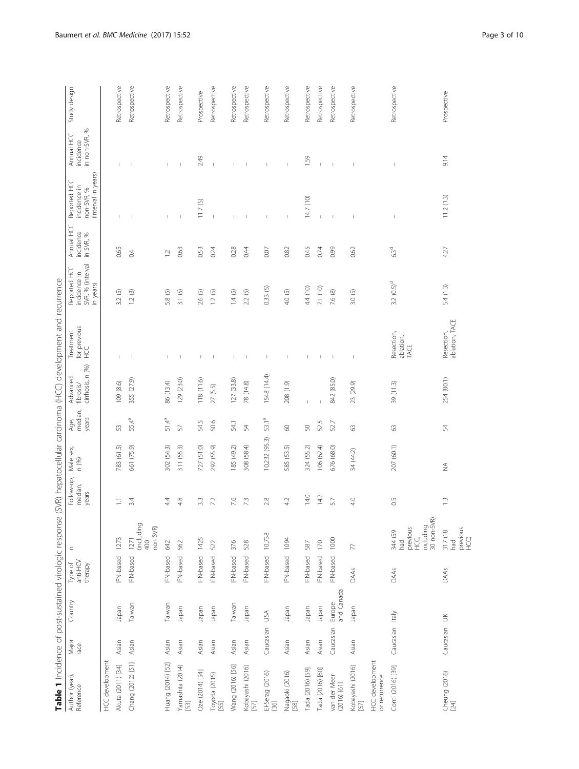**Table 1** Incidence of post-sustained virologic response (SVR) hepatocellular carcinoma (HCC) development and recurrence

| Author (year), Reference | Major race | Country | Type of anti-HCV therapy | n | Follow-up, median, years | Male sex, n (%) | Age, median, years | Advanced fibrosis/ cirrhosis, n (%) | Treatment for previous HCC | Reported HCC incidence in SVR, % (interval in years) | Annual HCC incidence in SVR, % | Reported HCC incidence in non-SVR, % (interval in years) | Annual HCC incidence in non-SVR, % | Study design |
|---|---|---|---|---|---|---|---|---|---|---|---|---|---|---|
| HCC development | | | | | | | | | | | | | | |
| Akuta (2011) [34] | Asian | Japan | IFN-based | 1273 | 1.1 | 783 (61.5) | 53 | 109 (8.6) | – | 3.2 (5) | 0.65 | – | – | Retrospective |
| Chang (2012) [51] | Asian | Taiwan | IFN-based | 1271 (including 400 non-SVR) | 3.4 | 661 (75.9) | 55.4[a] | 355 (27.9) | – | 1.2 (3) | 0.4 | – | – | Retrospective |
| Huang (2014) [52] | Asian | Taiwan | IFN-based | 642 | 4.4 | 302 (54.3) | 51.4[a] | 86 (13.4) | – | 5.8 (5) | 1.2 | – | – | Retrospective |
| Yamashita (2014) [53] | Asian | Japan | IFN-based | 562 | 4.8 | 311 (55.3) | 57 | 129 (23.0) | – | 3.1 (5) | 0.63 | – | – | Retrospective |
| Oze (2014) [54] | Asian | Japan | IFN-based | 1425 | 3.3 | 727 (51.0) | 54.5 | 118 (11.6) | – | 2.6 (5) | 0.53 | 11.7 (5) | 2.49 | Prospective |
| Toyoda (2015) [55] | Asian | Japan | IFN-based | 522 | 7.2 | 292 (55.9) | 50.6 | 27 (5.5) | – | 1.2 (5) | 0.24 | – | – | Retrospective |
| Wang (2016) [56] | Asian | Taiwan | IFN-based | 376 | 7.6 | 185 (49.2) | 54.1 | 127 (33.8) | – | 1.4 (5) | 0.28 | – | – | Retrospective |
| Kobayashi (2016) [57] | Asian | Japan | IFN-based | 528 | 7.3 | 308 (58.4) | 54 | 78 (14.8) | – | 2.2 (5) | 0.44 | – | – | Retrospective |
| El-Serag (2016) [36] | Caucasian | USA | IFN-based | 10,738 | 2.8 | 10,232 (95.3) | 53.1[a] | 1548 (14.4) | – | 0.33 (5) | 0.07 | – | – | Retrospective |
| Nagaoki (2016) [58] | Asian | Japan | IFN-based | 1094 | 4.2 | 585 (53.5) | 60 | 208 (1.9) | – | 4.0 (5) | 0.82 | – | – | Retrospective |
| Tada (2016) [59] | Asian | Japan | IFN-based | 587 | 14.0 | 324 (55.2) | 50 | – | – | 4.4 (10) | 0.45 | 14.7 (10) | 1.59 | Retrospective |
| Tada (2016) [60] | Asian | Japan | IFN-based | 170 | 14.2 | 106 (62.4) | 52.5 | – | – | 7.1 (10) | 0.74 | – | – | Retrospective |
| van der Meer (2016) [61] | Caucasian | Europe and Canada | IFN-based | 1000 | 5.7 | 676 (68.0) | 52.7 | 842 (85.0) | – | 7.6 (8) | 0.99 | – | – | Retrospective |
| Kobayashi (2016) [57] | Asian | Japan | DAAs | 77 | 4.0 | 34 (44.2) | 63 | 23 (29.9) | – | 3.0 (5) | 0.62 | – | – | Retrospective |
| HCC development or recurrence | | | | | | | | | | | | | | |
| Conti (2016) [39] | Caucasian | Italy | DAAs | 344 (59 had previous HCC, including 30 non-SVR) | 0.5 | 207 (60.1) | 63 | 39 (11.3) | Resection, ablation, TACE | 3.2 (0.5)[d] | 6.3[d] | – | – | Retrospective |
| Cheung (2016) [24] | Caucasian | UK | DAAs | 317 (18 had previous HCC) | 1.3 | NA | 54 | 254 (80.1) | Resection, ablation, TACE | 5.4 (1.3) | 4.27 | 11.2 (1.3) | 9.14 | Prospective |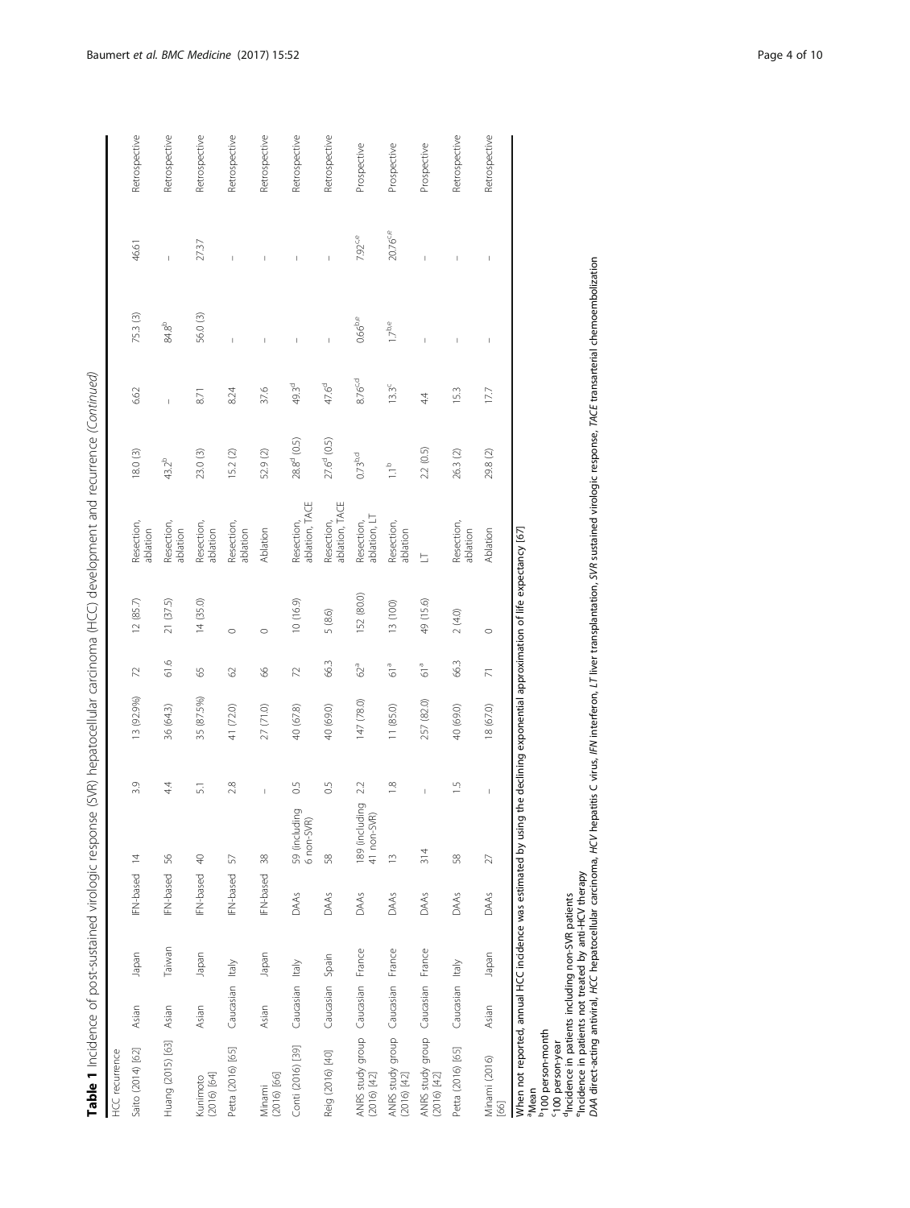**Table 1** Incidence of post-sustained virologic response (SVR) hepatocellular carcinoma (HCC) development and recurrence *(Continued)*

| HCC recurrence | | | | | | | | | | | | | | |
|---|---|---|---|---|---|---|---|---|---|---|---|---|---|---|
| Saito (2014) [62] | Asian | Japan | IFN-based | 14 | 3.9 | 13 (92.9%) | 72 | 12 (85.7) | Resection, ablation | 18.0 (3) | 6.62 | 75.3 (3) | 46.61 | Retrospective |
| Huang (2015) [63] | Asian | Taiwan | IFN-based | 56 | 4.4 | 36 (64.3) | 61.6 | 21 (37.5) | Resection, ablation | 43.2[b] | – | 84.8[b] | – | Retrospective |
| Kunimoto (2016) [64] | Asian | Japan | IFN-based | 40 | 5.1 | 35 (87.5%) | 65 | 14 (35.0) | Resection, ablation | 23.0 (3) | 8.71 | 56.0 (3) | 27.37 | Retrospective |
| Petta (2016) [65] | Caucasian | Italy | IFN-based | 57 | 2.8 | 41 (72.0) | 62 | 0 | Resection, ablation | 15.2 (2) | 8.24 | – | – | Retrospective |
| Minami (2016) [66] | Asian | Japan | IFN-based | 38 | – | 27 (71.0) | 66 | 0 | Ablation | 52.9 (2) | 37.6 | – | – | Retrospective |
| Conti (2016) [39] | Caucasian | Italy | DAAs | 59 (including 6 non-SVR) | 0.5 | 40 (67.8) | 72 | 10 (16.9) | Resection, ablation, TACE | 28.8[d] (0.5) | 49.3[d] | – | – | Retrospective |
| Reig (2016) [40] | Caucasian | Spain | DAAs | 58 | 0.5 | 40 (69.0) | 66.3 | 5 (8.6) | Resection, ablation, TACE | 27.6[d] (0.5) | 47.6[d] | – | – | Retrospective |
| ANRS study group (2016) [42] | Caucasian | France | DAAs | 189 (including 41 non-SVR) | 2.2 | 147 (78.0) | 62[a] | 152 (80.0) | Resection, ablation, LT | 0.73[b,d] | 8.76[c,d] | 0.66[b,e] | 7.92[c,e] | Prospective |
| ANRS study group (2016) [42] | Caucasian | France | DAAs | 13 | 1.8 | 11 (85.0) | 61[a] | 13 (100) | Resection, ablation | 1.1[b] | 13.5[c] | 1.7[b,e] | 20.76[c,e] | Prospective |
| ANRS study group (2016) [42] | Caucasian | France | DAAs | 314 | – | 257 (82.0) | 61[a] | 49 (15.6) | LT | 2.2 (0.5) | 4.4 | – | – | Prospective |
| Petta (2016) [65] | Caucasian | Italy | DAAs | 58 | 1.5 | 40 (69.0) | 66.3 | 2 (4.0) | Resection, ablation | 26.3 (2) | 15.3 | – | – | Retrospective |
| Minami (2016) [66] | Asian | Japan | DAAs | 27 | – | 18 (67.0) | 71 | 0 | Ablation | 29.8 (2) | 17.7 | – | – | Retrospective |

When not reported, annual HCC incidence was estimated by using the declining exponential approximation of life expectancy [67]

[a] Mean

[b] 100 person-month

[c] 100 person-year

[d] Incidence in patients including non-SVR patients

[e] Incidence in patients not treated by anti-HCV therapy

*DAA* direct-acting antiviral, *HCC* hepatocellular carcinoma, *HCV* hepatitis C virus, *IFN* interferon, *LT* liver transplantation, *SVR* sustained virologic response, *TACE* transarterial chemoembolization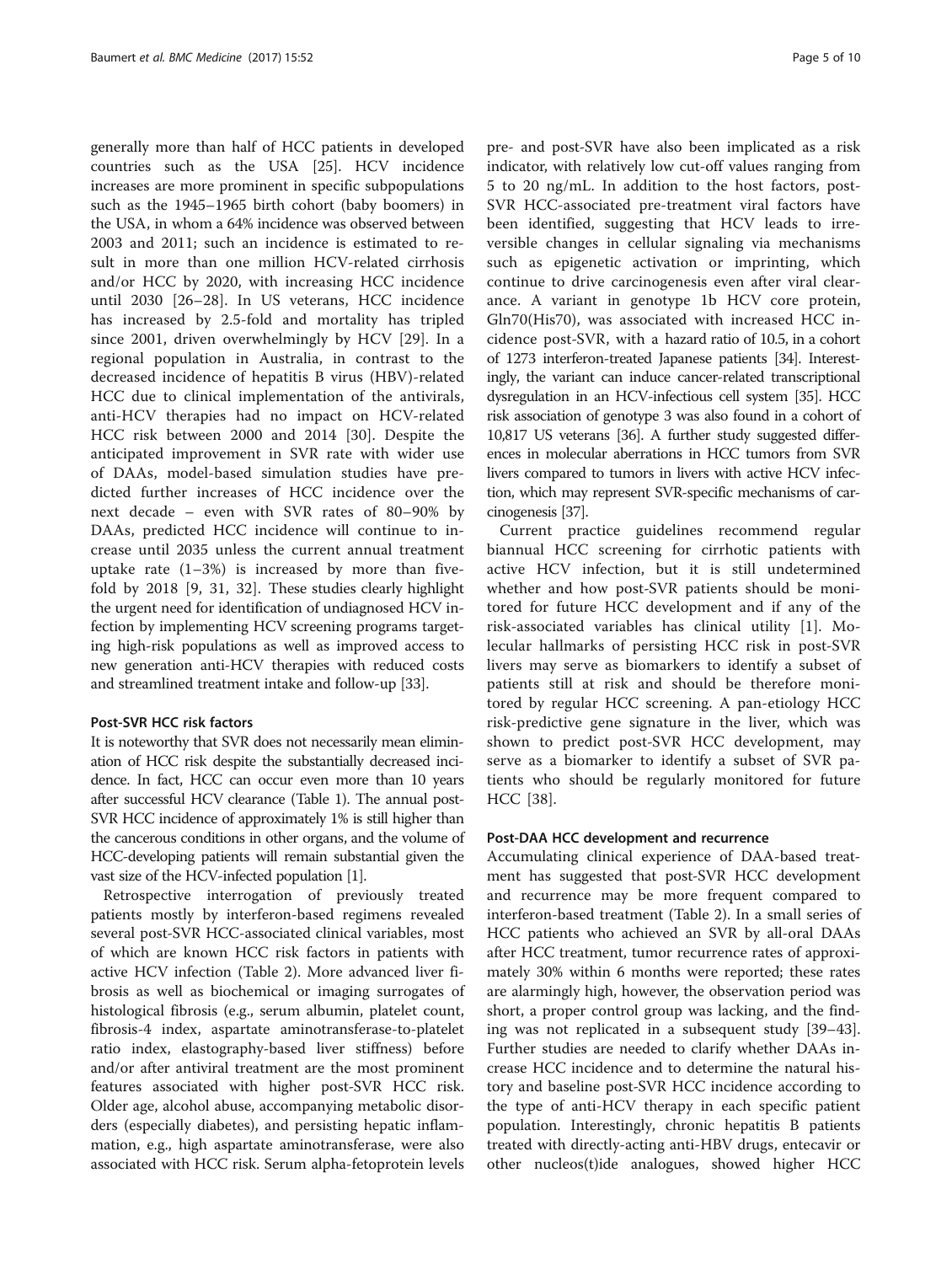generally more than half of HCC patients in developed countries such as the USA [25]. HCV incidence increases are more prominent in specific subpopulations such as the 1945–1965 birth cohort (baby boomers) in the USA, in whom a 64% incidence was observed between 2003 and 2011; such an incidence is estimated to result in more than one million HCV-related cirrhosis and/or HCC by 2020, with increasing HCC incidence until 2030 [26–28]. In US veterans, HCC incidence has increased by 2.5-fold and mortality has tripled since 2001, driven overwhelmingly by HCV [29]. In a regional population in Australia, in contrast to the decreased incidence of hepatitis B virus (HBV)-related HCC due to clinical implementation of the antivirals, anti-HCV therapies had no impact on HCV-related HCC risk between 2000 and 2014 [30]. Despite the anticipated improvement in SVR rate with wider use of DAAs, model-based simulation studies have predicted further increases of HCC incidence over the next decade – even with SVR rates of 80–90% by DAAs, predicted HCC incidence will continue to increase until 2035 unless the current annual treatment uptake rate (1–3%) is increased by more than five-fold by 2018 [9, 31, 32]. These studies clearly highlight the urgent need for identification of undiagnosed HCV infection by implementing HCV screening programs targeting high-risk populations as well as improved access to new generation anti-HCV therapies with reduced costs and streamlined treatment intake and follow-up [33].

## Post-SVR HCC risk factors

It is noteworthy that SVR does not necessarily mean elimination of HCC risk despite the substantially decreased incidence. In fact, HCC can occur even more than 10 years after successful HCV clearance (Table 1). The annual post-SVR HCC incidence of approximately 1% is still higher than the cancerous conditions in other organs, and the volume of HCC-developing patients will remain substantial given the vast size of the HCV-infected population [1].

Retrospective interrogation of previously treated patients mostly by interferon-based regimens revealed several post-SVR HCC-associated clinical variables, most of which are known HCC risk factors in patients with active HCV infection (Table 2). More advanced liver fibrosis as well as biochemical or imaging surrogates of histological fibrosis (e.g., serum albumin, platelet count, fibrosis-4 index, aspartate aminotransferase-to-platelet ratio index, elastography-based liver stiffness) before and/or after antiviral treatment are the most prominent features associated with higher post-SVR HCC risk. Older age, alcohol abuse, accompanying metabolic disorders (especially diabetes), and persisting hepatic inflammation, e.g., high aspartate aminotransferase, were also associated with HCC risk. Serum alpha-fetoprotein levels pre- and post-SVR have also been implicated as a risk indicator, with relatively low cut-off values ranging from 5 to 20 ng/mL. In addition to the host factors, post-SVR HCC-associated pre-treatment viral factors have been identified, suggesting that HCV leads to irreversible changes in cellular signaling via mechanisms such as epigenetic activation or imprinting, which continue to drive carcinogenesis even after viral clearance. A variant in genotype 1b HCV core protein, Gln70(His70), was associated with increased HCC incidence post-SVR, with a hazard ratio of 10.5, in a cohort of 1273 interferon-treated Japanese patients [34]. Interestingly, the variant can induce cancer-related transcriptional dysregulation in an HCV-infectious cell system [35]. HCC risk association of genotype 3 was also found in a cohort of 10,817 US veterans [36]. A further study suggested differences in molecular aberrations in HCC tumors from SVR livers compared to tumors in livers with active HCV infection, which may represent SVR-specific mechanisms of carcinogenesis [37].

Current practice guidelines recommend regular biannual HCC screening for cirrhotic patients with active HCV infection, but it is still undetermined whether and how post-SVR patients should be monitored for future HCC development and if any of the risk-associated variables has clinical utility [1]. Molecular hallmarks of persisting HCC risk in post-SVR livers may serve as biomarkers to identify a subset of patients still at risk and should be therefore monitored by regular HCC screening. A pan-etiology HCC risk-predictive gene signature in the liver, which was shown to predict post-SVR HCC development, may serve as a biomarker to identify a subset of SVR patients who should be regularly monitored for future HCC [38].

## Post-DAA HCC development and recurrence

Accumulating clinical experience of DAA-based treatment has suggested that post-SVR HCC development and recurrence may be more frequent compared to interferon-based treatment (Table 2). In a small series of HCC patients who achieved an SVR by all-oral DAAs after HCC treatment, tumor recurrence rates of approximately 30% within 6 months were reported; these rates are alarmingly high, however, the observation period was short, a proper control group was lacking, and the finding was not replicated in a subsequent study [39–43]. Further studies are needed to clarify whether DAAs increase HCC incidence and to determine the natural history and baseline post-SVR HCC incidence according to the type of anti-HCV therapy in each specific patient population. Interestingly, chronic hepatitis B patients treated with directly-acting anti-HBV drugs, entecavir or other nucleos(t)ide analogues, showed higher HCC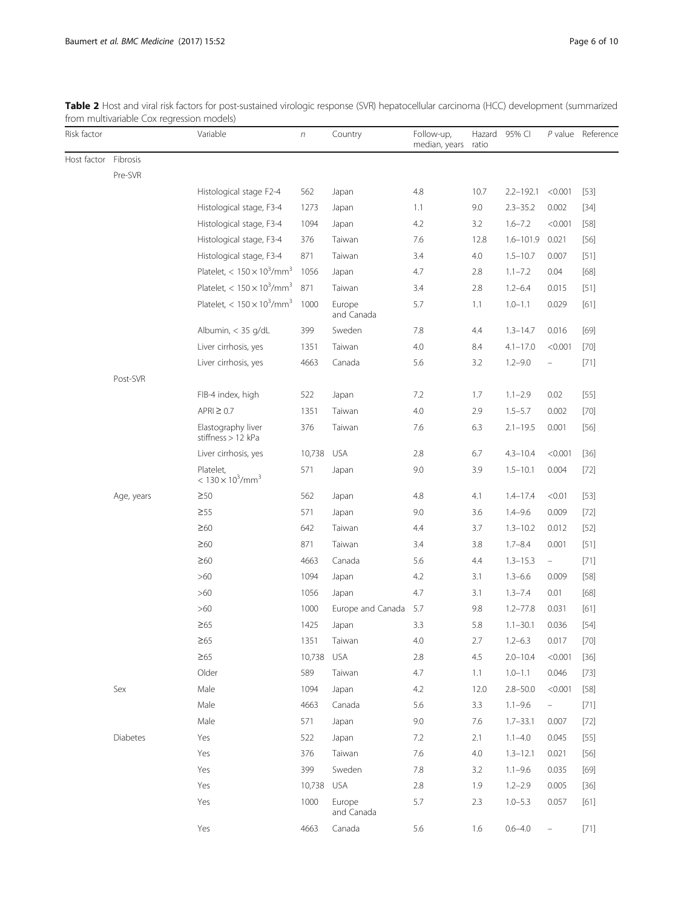**Table 2** Host and viral risk factors for post-sustained virologic response (SVR) hepatocellular carcinoma (HCC) development (summarized from multivariable Cox regression models)

| Risk factor | | Variable | *n* | Country | Follow-up, median, years | Hazard ratio | 95% CI | *P* value | Reference |
|---|---|---|---|---|---|---|---|---|---|
| Host factor | Fibrosis | | | | | | | | |
| | Pre-SVR | | | | | | | | |
| | | Histological stage F2-4 | 562 | Japan | 4.8 | 10.7 | 2.2–192.1 | <0.001 | [53] |
| | | Histological stage, F3-4 | 1273 | Japan | 1.1 | 9.0 | 2.3–35.2 | 0.002 | [34] |
| | | Histological stage, F3-4 | 1094 | Japan | 4.2 | 3.2 | 1.6–7.2 | <0.001 | [58] |
| | | Histological stage, F3-4 | 376 | Taiwan | 7.6 | 12.8 | 1.6–101.9 | 0.021 | [56] |
| | | Histological stage, F3-4 | 871 | Taiwan | 3.4 | 4.0 | 1.5–10.7 | 0.007 | [51] |
| | | Platelet, $< 150 \times 10^3/mm^3$ | 1056 | Japan | 4.7 | 2.8 | 1.1–7.2 | 0.04 | [68] |
| | | Platelet, $< 150 \times 10^3/mm^3$ | 871 | Taiwan | 3.4 | 2.8 | 1.2–6.4 | 0.015 | [51] |
| | | Platelet, $< 150 \times 10^3/mm^3$ | 1000 | Europe and Canada | 5.7 | 1.1 | 1.0–1.1 | 0.029 | [61] |
| | | Albumin, < 35 g/dL | 399 | Sweden | 7.8 | 4.4 | 1.3–14.7 | 0.016 | [69] |
| | | Liver cirrhosis, yes | 1351 | Taiwan | 4.0 | 8.4 | 4.1–17.0 | <0.001 | [70] |
| | | Liver cirrhosis, yes | 4663 | Canada | 5.6 | 3.2 | 1.2–9.0 | – | [71] |
| | Post-SVR | | | | | | | | |
| | | FIB-4 index, high | 522 | Japan | 7.2 | 1.7 | 1.1–2.9 | 0.02 | [55] |
| | | APRI ≥ 0.7 | 1351 | Taiwan | 4.0 | 2.9 | 1.5–5.7 | 0.002 | [70] |
| | | Elastography liver stiffness > 12 kPa | 376 | Taiwan | 7.6 | 6.3 | 2.1–19.5 | 0.001 | [56] |
| | | Liver cirrhosis, yes | 10,738 | USA | 2.8 | 6.7 | 4.3–10.4 | <0.001 | [36] |
| | | Platelet, $< 130 \times 10^3/mm^3$ | 571 | Japan | 9.0 | 3.9 | 1.5–10.1 | 0.004 | [72] |
| | Age, years | ≥50 | 562 | Japan | 4.8 | 4.1 | 1.4–17.4 | <0.01 | [53] |
| | | ≥55 | 571 | Japan | 9.0 | 3.6 | 1.4–9.6 | 0.009 | [72] |
| | | ≥60 | 642 | Taiwan | 4.4 | 3.7 | 1.3–10.2 | 0.012 | [52] |
| | | ≥60 | 871 | Taiwan | 3.4 | 3.8 | 1.7–8.4 | 0.001 | [51] |
| | | ≥60 | 4663 | Canada | 5.6 | 4.4 | 1.3–15.3 | – | [71] |
| | | >60 | 1094 | Japan | 4.2 | 3.1 | 1.3–6.6 | 0.009 | [58] |
| | | >60 | 1056 | Japan | 4.7 | 3.1 | 1.3–7.4 | 0.01 | [68] |
| | | >60 | 1000 | Europe and Canada | 5.7 | 9.8 | 1.2–77.8 | 0.031 | [61] |
| | | ≥65 | 1425 | Japan | 3.3 | 5.8 | 1.1–30.1 | 0.036 | [54] |
| | | ≥65 | 1351 | Taiwan | 4.0 | 2.7 | 1.2–6.3 | 0.017 | [70] |
| | | ≥65 | 10,738 | USA | 2.8 | 4.5 | 2.0–10.4 | <0.001 | [36] |
| | | Older | 589 | Taiwan | 4.7 | 1.1 | 1.0–1.1 | 0.046 | [73] |
| | Sex | Male | 1094 | Japan | 4.2 | 12.0 | 2.8–50.0 | <0.001 | [58] |
| | | Male | 4663 | Canada | 5.6 | 3.3 | 1.1–9.6 | – | [71] |
| | | Male | 571 | Japan | 9.0 | 7.6 | 1.7–33.1 | 0.007 | [72] |
| | Diabetes | Yes | 522 | Japan | 7.2 | 2.1 | 1.1–4.0 | 0.045 | [55] |
| | | Yes | 376 | Taiwan | 7.6 | 4.0 | 1.3–12.1 | 0.021 | [56] |
| | | Yes | 399 | Sweden | 7.8 | 3.2 | 1.1–9.6 | 0.035 | [69] |
| | | Yes | 10,738 | USA | 2.8 | 1.9 | 1.2–2.9 | 0.005 | [36] |
| | | Yes | 1000 | Europe and Canada | 5.7 | 2.3 | 1.0–5.3 | 0.057 | [61] |
| | | Yes | 4663 | Canada | 5.6 | 1.6 | 0.6–4.0 | – | [71] |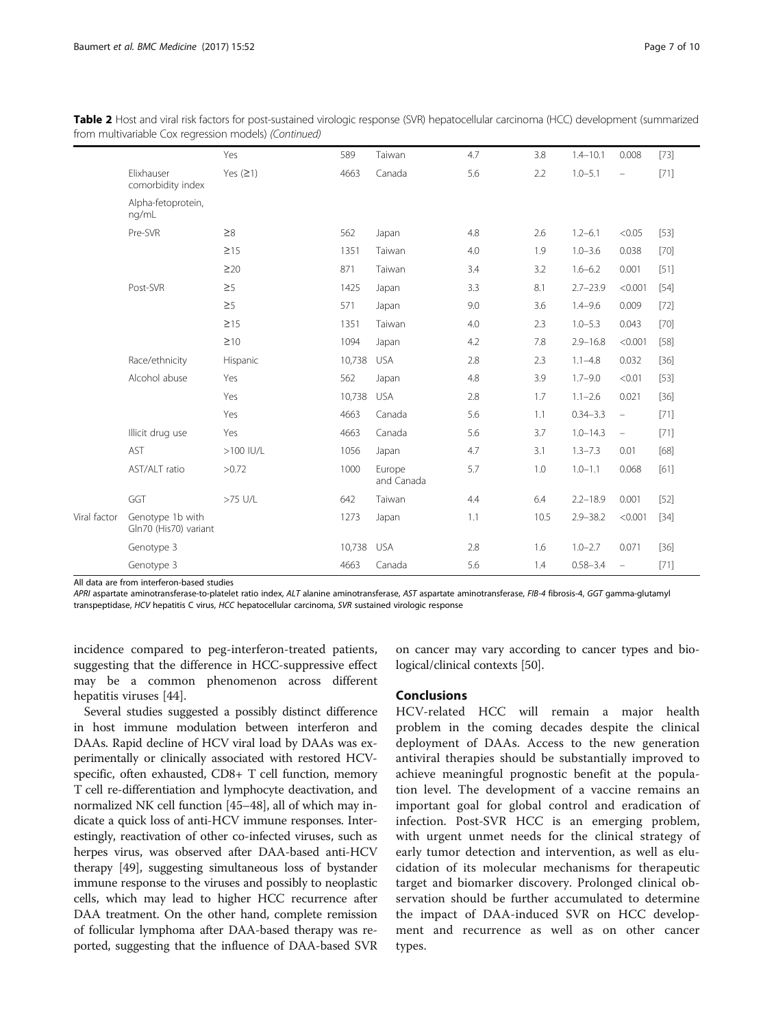**Table 2** Host and viral risk factors for post-sustained virologic response (SVR) hepatocellular carcinoma (HCC) development (summarized from multivariable Cox regression models) *(Continued)*

| | | | | | | | | | |
|---|---|---|---|---|---|---|---|---|---|
| | | Yes | 589 | Taiwan | 4.7 | 3.8 | 1.4–10.1 | 0.008 | [73] |
| | Elixhauser comorbidity index | Yes (≥1) | 4663 | Canada | 5.6 | 2.2 | 1.0–5.1 | – | [71] |
| | Alpha-fetoprotein, ng/mL | | | | | | | | |
| | Pre-SVR | ≥8 | 562 | Japan | 4.8 | 2.6 | 1.2–6.1 | <0.05 | [53] |
| | | ≥15 | 1351 | Taiwan | 4.0 | 1.9 | 1.0–3.6 | 0.038 | [70] |
| | | ≥20 | 871 | Taiwan | 3.4 | 3.2 | 1.6–6.2 | 0.001 | [51] |
| | Post-SVR | ≥5 | 1425 | Japan | 3.3 | 8.1 | 2.7–23.9 | <0.001 | [54] |
| | | ≥5 | 571 | Japan | 9.0 | 3.6 | 1.4–9.6 | 0.009 | [72] |
| | | ≥15 | 1351 | Taiwan | 4.0 | 2.3 | 1.0–5.3 | 0.043 | [70] |
| | | ≥10 | 1094 | Japan | 4.2 | 7.8 | 2.9–16.8 | <0.001 | [58] |
| | Race/ethnicity | Hispanic | 10,738 | USA | 2.8 | 2.3 | 1.1–4.8 | 0.032 | [36] |
| | Alcohol abuse | Yes | 562 | Japan | 4.8 | 3.9 | 1.7–9.0 | <0.01 | [53] |
| | | Yes | 10,738 | USA | 2.8 | 1.7 | 1.1–2.6 | 0.021 | [36] |
| | | Yes | 4663 | Canada | 5.6 | 1.1 | 0.34–3.3 | – | [71] |
| | Illicit drug use | Yes | 4663 | Canada | 5.6 | 3.7 | 1.0–14.3 | – | [71] |
| | AST | >100 IU/L | 1056 | Japan | 4.7 | 3.1 | 1.3–7.3 | 0.01 | [68] |
| | AST/ALT ratio | >0.72 | 1000 | Europe and Canada | 5.7 | 1.0 | 1.0–1.1 | 0.068 | [61] |
| | GGT | >75 U/L | 642 | Taiwan | 4.4 | 6.4 | 2.2–18.9 | 0.001 | [52] |
| Viral factor | Genotype 1b with Gln70 (His70) variant | | 1273 | Japan | 1.1 | 10.5 | 2.9–38.2 | <0.001 | [34] |
| | Genotype 3 | | 10,738 | USA | 2.8 | 1.6 | 1.0–2.7 | 0.071 | [36] |
| | Genotype 3 | | 4663 | Canada | 5.6 | 1.4 | 0.58–3.4 | – | [71] |

All data are from interferon-based studies

*APRI* aspartate aminotransferase-to-platelet ratio index, *ALT* alanine aminotransferase, *AST* aspartate aminotransferase, *FIB-4* fibrosis-4, *GGT* gamma-glutamyl transpeptidase, *HCV* hepatitis C virus, *HCC* hepatocellular carcinoma, *SVR* sustained virologic response

incidence compared to peg-interferon-treated patients, suggesting that the difference in HCC-suppressive effect may be a common phenomenon across different hepatitis viruses [44].

Several studies suggested a possibly distinct difference in host immune modulation between interferon and DAAs. Rapid decline of HCV viral load by DAAs was experimentally or clinically associated with restored HCV-specific, often exhausted, CD8+ T cell function, memory T cell re-differentiation and lymphocyte deactivation, and normalized NK cell function [45–48], all of which may indicate a quick loss of anti-HCV immune responses. Interestingly, reactivation of other co-infected viruses, such as herpes virus, was observed after DAA-based anti-HCV therapy [49], suggesting simultaneous loss of bystander immune response to the viruses and possibly to neoplastic cells, which may lead to higher HCC recurrence after DAA treatment. On the other hand, complete remission of follicular lymphoma after DAA-based therapy was reported, suggesting that the influence of DAA-based SVR on cancer may vary according to cancer types and biological/clinical contexts [50].

## Conclusions

HCV-related HCC will remain a major health problem in the coming decades despite the clinical deployment of DAAs. Access to the new generation antiviral therapies should be substantially improved to achieve meaningful prognostic benefit at the population level. The development of a vaccine remains an important goal for global control and eradication of infection. Post-SVR HCC is an emerging problem, with urgent unmet needs for the clinical strategy of early tumor detection and intervention, as well as elucidation of its molecular mechanisms for therapeutic target and biomarker discovery. Prolonged clinical observation should be further accumulated to determine the impact of DAA-induced SVR on HCC development and recurrence as well as on other cancer types.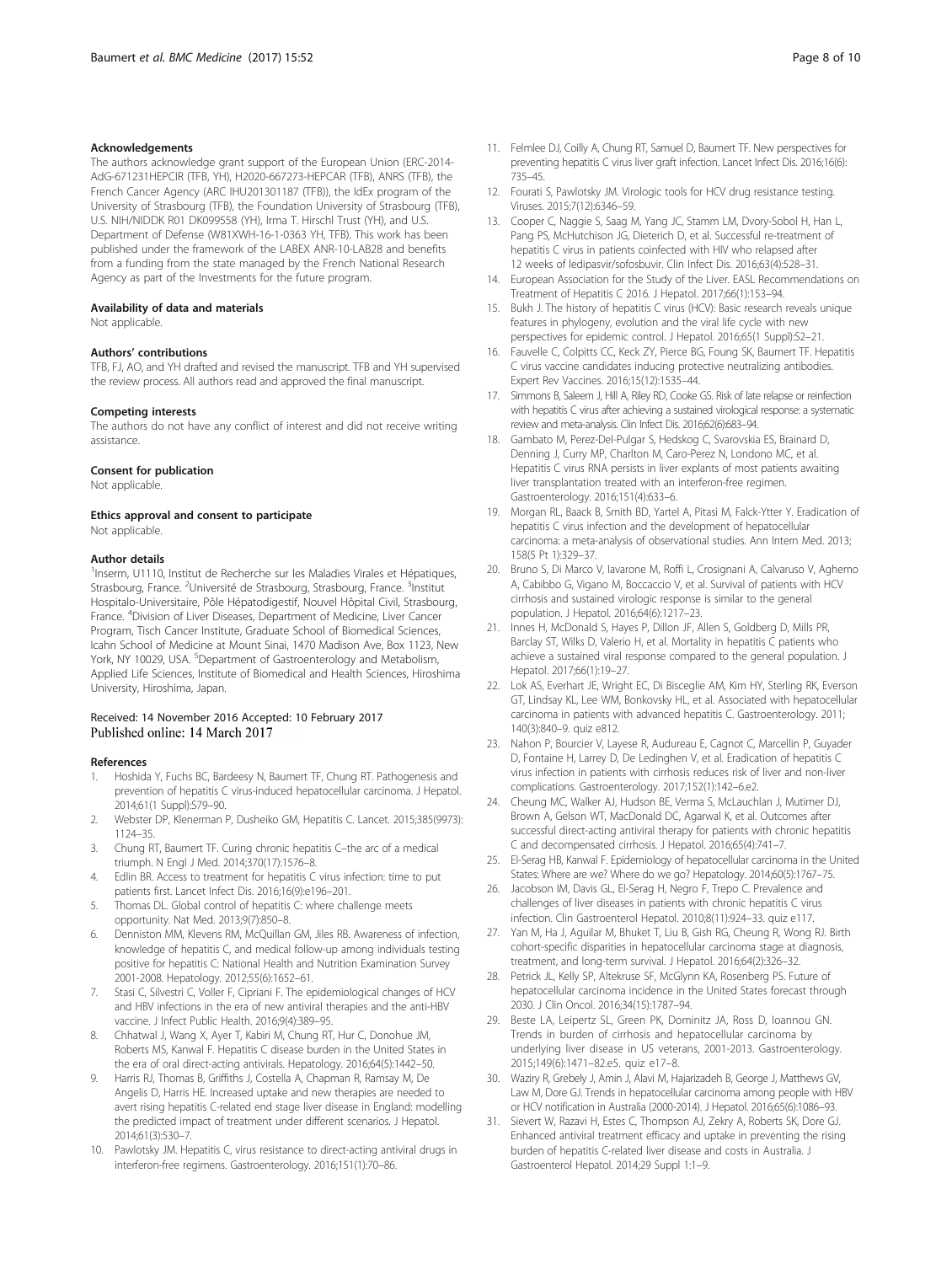### Acknowledgements

The authors acknowledge grant support of the European Union (ERC-2014-AdG-671231HEPCIR (TFB, YH), H2020-667273-HEPCAR (TFB), ANRS (TFB), the French Cancer Agency (ARC IHU201301187 (TFB)), the IdEx program of the University of Strasbourg (TFB), the Foundation University of Strasbourg (TFB), U.S. NIH/NIDDK R01 DK099558 (YH), Irma T. Hirschl Trust (YH), and U.S. Department of Defense (W81XWH-16-1-0363 YH, TFB). This work has been published under the framework of the LABEX ANR-10-LAB28 and benefits from a funding from the state managed by the French National Research Agency as part of the Investments for the future program.

### Availability of data and materials

Not applicable.

### Authors' contributions

TFB, FJ, AO, and YH drafted and revised the manuscript. TFB and YH supervised the review process. All authors read and approved the final manuscript.

### Competing interests

The authors do not have any conflict of interest and did not receive writing assistance.

### Consent for publication

Not applicable.

### Ethics approval and consent to participate

Not applicable.

### Author details

[1]Inserm, U1110, Institut de Recherche sur les Maladies Virales et Hépatiques, Strasbourg, France. [2]Université de Strasbourg, Strasbourg, France. [3]Institut Hospitalo-Universitaire, Pôle Hépatodigestif, Nouvel Hôpital Civil, Strasbourg, France. [4]Division of Liver Diseases, Department of Medicine, Liver Cancer Program, Tisch Cancer Institute, Graduate School of Biomedical Sciences, Icahn School of Medicine at Mount Sinai, 1470 Madison Ave, Box 1123, New York, NY 10029, USA. [5]Department of Gastroenterology and Metabolism, Applied Life Sciences, Institute of Biomedical and Health Sciences, Hiroshima University, Hiroshima, Japan.

Received: 14 November 2016 Accepted: 10 February 2017
Published online: 14 March 2017

### References

1. Hoshida Y, Fuchs BC, Bardeesy N, Baumert TF, Chung RT. Pathogenesis and prevention of hepatitis C virus-induced hepatocellular carcinoma. J Hepatol. 2014;61(1 Suppl):S79–90.
2. Webster DP, Klenerman P, Dusheiko GM, Hepatitis C. Lancet. 2015;385(9973): 1124–35.
3. Chung RT, Baumert TF. Curing chronic hepatitis C–the arc of a medical triumph. N Engl J Med. 2014;370(17):1576–8.
4. Edlin BR. Access to treatment for hepatitis C virus infection: time to put patients first. Lancet Infect Dis. 2016;16(9):e196–201.
5. Thomas DL. Global control of hepatitis C: where challenge meets opportunity. Nat Med. 2013;9(7):850–8.
6. Denniston MM, Klevens RM, McQuillan GM, Jiles RB. Awareness of infection, knowledge of hepatitis C, and medical follow-up among individuals testing positive for hepatitis C: National Health and Nutrition Examination Survey 2001-2008. Hepatology. 2012;55(6):1652–61.
7. Stasi C, Silvestri C, Voller F, Cipriani F. The epidemiological changes of HCV and HBV infections in the era of new antiviral therapies and the anti-HBV vaccine. J Infect Public Health. 2016;9(4):389–95.
8. Chhatwal J, Wang X, Ayer T, Kabiri M, Chung RT, Hur C, Donohue JM, Roberts MS, Kanwal F. Hepatitis C disease burden in the United States in the era of oral direct-acting antivirals. Hepatology. 2016;64(5):1442–50.
9. Harris RJ, Thomas B, Griffiths J, Costella A, Chapman R, Ramsay M, De Angelis D, Harris HE. Increased uptake and new therapies are needed to avert rising hepatitis C-related end stage liver disease in England: modelling the predicted impact of treatment under different scenarios. J Hepatol. 2014;61(3):530–7.
10. Pawlotsky JM. Hepatitis C, virus resistance to direct-acting antiviral drugs in interferon-free regimens. Gastroenterology. 2016;151(1):70–86.
11. Felmlee DJ, Coilly A, Chung RT, Samuel D, Baumert TF. New perspectives for preventing hepatitis C virus liver graft infection. Lancet Infect Dis. 2016;16(6): 735–45.
12. Fourati S, Pawlotsky JM. Virologic tools for HCV drug resistance testing. Viruses. 2015;7(12):6346–59.
13. Cooper C, Naggie S, Saag M, Yang JC, Stamm LM, Dvory-Sobol H, Han L, Pang PS, McHutchison JG, Dieterich D, et al. Successful re-treatment of hepatitis C virus in patients coinfected with HIV who relapsed after 12 weeks of ledipasvir/sofosbuvir. Clin Infect Dis. 2016;63(4):528–31.
14. European Association for the Study of the Liver. EASL Recommendations on Treatment of Hepatitis C 2016. J Hepatol. 2017;66(1):153–94.
15. Bukh J. The history of hepatitis C virus (HCV): Basic research reveals unique features in phylogeny, evolution and the viral life cycle with new perspectives for epidemic control. J Hepatol. 2016;65(1 Suppl):S2–21.
16. Fauvelle C, Colpitts CC, Keck ZY, Pierce BG, Foung SK, Baumert TF. Hepatitis C virus vaccine candidates inducing protective neutralizing antibodies. Expert Rev Vaccines. 2016;15(12):1535–44.
17. Simmons B, Saleem J, Hill A, Riley RD, Cooke GS. Risk of late relapse or reinfection with hepatitis C virus after achieving a sustained virological response: a systematic review and meta-analysis. Clin Infect Dis. 2016;62(6):683–94.
18. Gambato M, Perez-Del-Pulgar S, Hedskog C, Svarovskia ES, Brainard D, Denning J, Curry MP, Charlton M, Caro-Perez N, Londono MC, et al. Hepatitis C virus RNA persists in liver explants of most patients awaiting liver transplantation treated with an interferon-free regimen. Gastroenterology. 2016;151(4):633–6.
19. Morgan RL, Baack B, Smith BD, Yartel A, Pitasi M, Falck-Ytter Y. Eradication of hepatitis C virus infection and the development of hepatocellular carcinoma: a meta-analysis of observational studies. Ann Intern Med. 2013; 158(5 Pt 1):329–37.
20. Bruno S, Di Marco V, Iavarone M, Roffi L, Crosignani A, Calvaruso V, Aghemo A, Cabibbo G, Vigano M, Boccaccio V, et al. Survival of patients with HCV cirrhosis and sustained virologic response is similar to the general population. J Hepatol. 2016;64(6):1217–23.
21. Innes H, McDonald S, Hayes P, Dillon JF, Allen S, Goldberg D, Mills PR, Barclay ST, Wilks D, Valerio H, et al. Mortality in hepatitis C patients who achieve a sustained viral response compared to the general population. J Hepatol. 2017;66(1):19–27.
22. Lok AS, Everhart JE, Wright EC, Di Bisceglie AM, Kim HY, Sterling RK, Everson GT, Lindsay KL, Lee WM, Bonkovsky HL, et al. Associated with hepatocellular carcinoma in patients with advanced hepatitis C. Gastroenterology. 2011; 140(3):840–9. quiz e812.
23. Nahon P, Bourcier V, Layese R, Audureau E, Cagnot C, Marcellin P, Guyader D, Fontaine H, Larrey D, De Ledinghen V, et al. Eradication of hepatitis C virus infection in patients with cirrhosis reduces risk of liver and non-liver complications. Gastroenterology. 2017;152(1):142–6.e2.
24. Cheung MC, Walker AJ, Hudson BE, Verma S, McLauchlan J, Mutimer DJ, Brown A, Gelson WT, MacDonald DC, Agarwal K, et al. Outcomes after successful direct-acting antiviral therapy for patients with chronic hepatitis C and decompensated cirrhosis. J Hepatol. 2016;65(4):741–7.
25. El-Serag HB, Kanwal F. Epidemiology of hepatocellular carcinoma in the United States: Where are we? Where do we go? Hepatology. 2014;60(5):1767–75.
26. Jacobson IM, Davis GL, El-Serag H, Negro F, Trepo C. Prevalence and challenges of liver diseases in patients with chronic hepatitis C virus infection. Clin Gastroenterol Hepatol. 2010;8(11):924–33. quiz e117.
27. Yan M, Ha J, Aguilar M, Bhuket T, Liu B, Gish RG, Cheung R, Wong RJ. Birth cohort-specific disparities in hepatocellular carcinoma stage at diagnosis, treatment, and long-term survival. J Hepatol. 2016;64(2):326–32.
28. Petrick JL, Kelly SP, Altekruse SF, McGlynn KA, Rosenberg PS. Future of hepatocellular carcinoma incidence in the United States forecast through 2030. J Clin Oncol. 2016;34(15):1787–94.
29. Beste LA, Leipertz SL, Green PK, Dominitz JA, Ross D, Ioannou GN. Trends in burden of cirrhosis and hepatocellular carcinoma by underlying liver disease in US veterans, 2001-2013. Gastroenterology. 2015;149(6):1471–82.e5. quiz e17–8.
30. Waziry R, Grebely J, Amin J, Alavi M, Hajarizadeh B, George J, Matthews GV, Law M, Dore GJ. Trends in hepatocellular carcinoma among people with HBV or HCV notification in Australia (2000-2014). J Hepatol. 2016;65(6):1086–93.
31. Sievert W, Razavi H, Estes C, Thompson AJ, Zekry A, Roberts SK, Dore GJ. Enhanced antiviral treatment efficacy and uptake in preventing the rising burden of hepatitis C-related liver disease and costs in Australia. J Gastroenterol Hepatol. 2014;29 Suppl 1:1–9.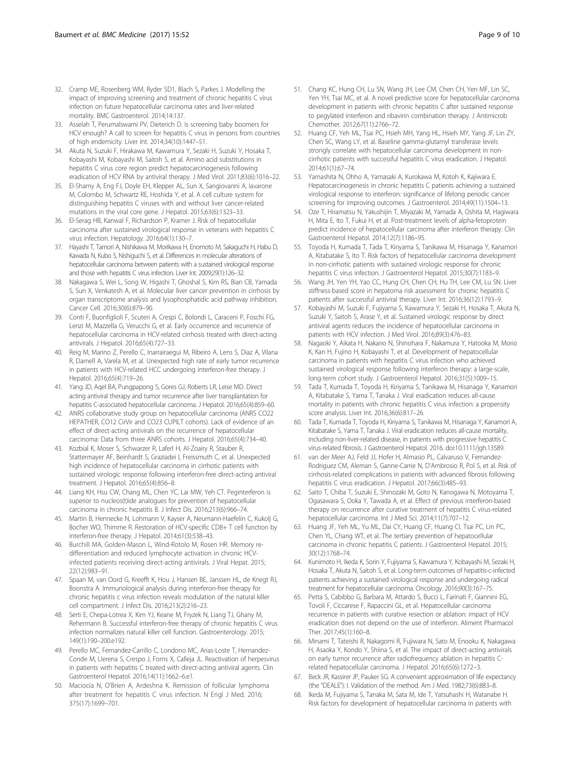32. Cramp ME, Rosenberg WM, Ryder SD1, Blach S, Parkes J. Modelling the impact of improving screening and treatment of chronic hepatitis C virus infection on future hepatocellular carcinoma rates and liver-related mortality. BMC Gastroenterol. 2014;14:137.
33. Asselah T, Perumalswami PV, Dieterich D. Is screening baby boomers for HCV enough? A call to screen for hepatitis C virus in persons from countries of high endemicity. Liver Int. 2014;34(10):1447–51.
34. Akuta N, Suzuki F, Hirakawa M, Kawamura Y, Sezaki H, Suzuki Y, Hosaka T, Kobayashi M, Kobayashi M, Saitoh S, et al. Amino acid substitutions in hepatitis C virus core region predict hepatocarcinogenesis following eradication of HCV RNA by antiviral therapy. J Med Virol. 2011;83(6):1016–22.
35. El-Shamy A, Eng FJ, Doyle EH, Klepper AL, Sun X, Sangiovanni A, Iavarone M, Colombo M, Schwartz RE, Hoshida Y, et al. A cell culture system for distinguishing hepatitis C viruses with and without liver cancer-related mutations in the viral core gene. J Hepatol. 2015;63(6):1323–33.
36. El-Serag HB, Kanwal F, Richardson P, Kramer J. Risk of hepatocellular carcinoma after sustained virological response in veterans with hepatitis C virus infection. Hepatology. 2016;64(1):130–7.
37. Hayashi T, Tamori A, Nishikawa M, Morikawa H, Enomoto M, Sakaguchi H, Habu D, Kawada N, Kubo S, Nishiguchi S, et al. Differences in molecular alterations of hepatocellular carcinoma between patients with a sustained virological response and those with hepatitis C virus infection. Liver Int. 2009;29(1):126–32.
38. Nakagawa S, Wei L, Song W, Higashi T, Ghoshal S, Kim RS, Bian CB, Yamada S, Sun X, Venkatesh A, et al. Molecular liver cancer prevention in cirrhosis by organ transcriptome analysis and lysophosphatidic acid pathway inhibition. Cancer Cell. 2016;30(6):879–90.
39. Conti F, Buonfiglioli F, Scuteri A, Crespi C, Bolondi L, Caraceni P, Foschi FG, Lenzi M, Mazzella G, Verucchi G, et al. Early occurrence and recurrence of hepatocellular carcinoma in HCV-related cirrhosis treated with direct-acting antivirals. J Hepatol. 2016;65(4):727–33.
40. Reig M, Marino Z, Perello C, Inarrairaegui M, Ribeiro A, Lens S, Diaz A, Vilana R, Darnell A, Varela M, et al. Unexpected high rate of early tumor recurrence in patients with HCV-related HCC undergoing interferon-free therapy. J Hepatol. 2016;65(4):719–26.
41. Yang JD, Aqel BA, Pungpapong S, Gores GJ, Roberts LR, Leise MD. Direct acting antiviral therapy and tumor recurrence after liver transplantation for hepatitis C-associated hepatocellular carcinoma. J Hepatol. 2016;65(4):859–60.
42. ANRS collaborative study group on hepatocellular carcinoma (ANRS CO22 HEPATHER, CO12 CirVir and CO23 CUPILT cohorts). Lack of evidence of an effect of direct-acting antivirals on the recurrence of hepatocellular carcinoma: Data from three ANRS cohorts. J Hepatol. 2016;65(4):734–40.
43. Kozbial K, Moser S, Schwarzer R, Laferl H, Al-Zoairy R, Stauber R, Stattermayer AF, Beinhardt S, Graziadei I, Freissmuth C, et al. Unexpected high incidence of hepatocellular carcinoma in cirrhotic patients with sustained virologic response following interferon-free direct-acting antiviral treatment. J Hepatol. 2016;65(4):856–8.
44. Liang KH, Hsu CW, Chang ML, Chen YC, Lai MW, Yeh CT. Peginterferon is superior to nucleos(t)ide analogues for prevention of hepatocellular carcinoma in chronic hepatitis B. J Infect Dis. 2016;213(6):966–74.
45. Martin B, Hennecke N, Lohmann V, Kayser A, Neumann-Haefelin C, Kukolj G, Bocher WO, Thimme R. Restoration of HCV-specific CD8+ T cell function by interferon-free therapy. J Hepatol. 2014;61(3):538–43.
46. Burchill MA, Golden-Mason L, Wind-Rotolo M, Rosen HR. Memory re-differentiation and reduced lymphocyte activation in chronic HCV-infected patients receiving direct-acting antivirals. J Viral Hepat. 2015;22(12):983–91.
47. Spaan M, van Oord G, Kreefft K, Hou J, Hansen BE, Janssen HL, de Knegt RJ, Boonstra A. Immunological analysis during interferon-free therapy for chronic hepatitis c virus infection reveals modulation of the natural killer cell compartment. J Infect Dis. 2016;213(2):216–23.
48. Serti E, Chepa-Lotrea X, Kim YJ, Keane M, Fryzek N, Liang TJ, Ghany M, Rehermann B. Successful interferon-free therapy of chronic hepatitis C virus infection normalizes natural killer cell function. Gastroenterology. 2015;149(1):190–200.e192.
49. Perello MC, Fernandez-Carrillo C, Londono MC, Arias-Loste T, Hernandez-Conde M, Llerena S, Crespo J, Forns X, Calleja JL. Reactivation of herpesvirus in patients with hepatitis C treated with direct-acting antiviral agents. Clin Gastroenterol Hepatol. 2016;14(11):1662–6.e1.
50. Maciocia N, O'Brien A, Ardeshna K. Remission of follicular lymphoma after treatment for hepatitis C virus infection. N Engl J Med. 2016;375(17):1699–701.
51. Chang KC, Hung CH, Lu SN, Wang JH, Lee CM, Chen CH, Yen MF, Lin SC, Yen YH, Tsai MC, et al. A novel predictive score for hepatocellular carcinoma development in patients with chronic hepatitis C after sustained response to pegylated interferon and ribavirin combination therapy. J Antimicrob Chemother. 2012;67(11):2766–72.
52. Huang CF, Yeh ML, Tsai PC, Hsieh MH, Yang HL, Hsieh MY, Yang JF, Lin ZY, Chen SC, Wang LY, et al. Baseline gamma-glutamyl transferase levels strongly correlate with hepatocellular carcinoma development in non-cirrhotic patients with successful hepatitis C virus eradication. J Hepatol. 2014;61(1):67–74.
53. Yamashita N, Ohho A, Yamasaki A, Kurokawa M, Kotoh K, Kajiwara E. Hepatocarcinogenesis in chronic hepatitis C patients achieving a sustained virological response to interferon: significance of lifelong periodic cancer screening for improving outcomes. J Gastroenterol. 2014;49(11):1504–13.
54. Oze T, Hiramatsu N, Yakushijin T, Miyazaki M, Yamada A, Oshita M, Hagiwara H, Mita E, Ito T, Fukui H, et al. Post-treatment levels of alpha-fetoprotein predict incidence of hepatocellular carcinoma after interferon therapy. Clin Gastroenterol Hepatol. 2014;12(7):1186–95.
55. Toyoda H, Kumada T, Tada T, Kiriyama S, Tanikawa M, Hisanaga Y, Kanamori A, Kitabatake S, Ito T. Risk factors of hepatocellular carcinoma development in non-cirrhotic patients with sustained virologic response for chronic hepatitis C virus infection. J Gastroenterol Hepatol. 2015;30(7):1183–9.
56. Wang JH, Yen YH, Yao CC, Hung CH, Chen CH, Hu TH, Lee CM, Lu SN. Liver stiffness-based score in hepatoma risk assessment for chronic hepatitis C patients after successful antiviral therapy. Liver Int. 2016;36(12):1793–9.
57. Kobayashi M, Suzuki F, Fujiyama S, Kawamura Y, Sezaki H, Hosaka T, Akuta N, Suzuki Y, Saitoh S, Arase Y, et al. Sustained virologic response by direct antiviral agents reduces the incidence of hepatocellular carcinoma in patients with HCV infection. J Med Virol. 2016;89(3):476–83.
58. Nagaoki Y, Aikata H, Nakano N, Shinohara F, Nakamura Y, Hatooka M, Morio K, Kan H, Fujino H, Kobayashi T, et al. Development of hepatocellular carcinoma in patients with hepatitis C virus infection who achieved sustained virological response following interferon therapy: a large-scale, long-term cohort study. J Gastroenterol Hepatol. 2016;31(5):1009–15.
59. Tada T, Kumada T, Toyoda H, Kiriyama S, Tanikawa M, Hisanaga Y, Kanamori A, Kitabatake S, Yama T, Tanaka J. Viral eradication reduces all-cause mortality in patients with chronic hepatitis C virus infection: a propensity score analysis. Liver Int. 2016;36(6):817–26.
60. Tada T, Kumada T, Toyoda H, Kiriyama S, Tanikawa M, Hisanaga Y, Kanamori A, Kitabatake S, Yama T, Tanaka J. Viral eradication reduces all-cause mortality, including non-liver-related disease, in patients with progressive hepatitis C virus-related fibrosis. J Gastroenterol Hepatol. 2016. doi:10.1111/jgh.13589.
61. van der Meer AJ, Feld JJ, Hofer H, Almasio PL, Calvaruso V, Fernandez-Rodriguez CM, Aleman S, Ganne-Carrie N, D'Ambrosio R, Pol S, et al. Risk of cirrhosis-related complications in patients with advanced fibrosis following hepatitis C virus eradication. J Hepatol. 2017;66(3):485–93.
62. Saito T, Chiba T, Suzuki E, Shinozaki M, Goto N, Kanogawa N, Motoyama T, Ogasawara S, Ooka Y, Tawada A, et al. Effect of previous interferon-based therapy on recurrence after curative treatment of hepatitis C virus-related hepatocellular carcinoma. Int J Med Sci. 2014;11(7):707–12.
63. Huang JF, Yeh ML, Yu ML, Dai CY, Huang CF, Huang CI, Tsai PC, Lin PC, Chen YL, Chang WT, et al. The tertiary prevention of hepatocellular carcinoma in chronic hepatitis C patients. J Gastroenterol Hepatol. 2015;30(12):1768–74.
64. Kunimoto H, Ikeda K, Sorin Y, Fujiyama S, Kawamura Y, Kobayashi M, Sezaki H, Hosaka T, Akuta N, Saitoh S, et al. Long-term outcomes of hepatitis-c-infected patients achieving a sustained virological response and undergoing radical treatment for hepatocellular carcinoma. Oncology. 2016;90(3):167–75.
65. Petta S, Cabibbo G, Barbara M, Attardo S, Bucci L, Farinati F, Giannini EG, Tovoli F, Ciccarese F, Rapaccini GL, et al. Hepatocellular carcinoma recurrence in patients with curative resection or ablation: impact of HCV eradication does not depend on the use of interferon. Aliment Pharmacol Ther. 2017;45(1):160–8.
66. Minami T, Tateishi R, Nakagomi R, Fujiwara N, Sato M, Enooku K, Nakagawa H, Asaoka Y, Kondo Y, Shiina S, et al. The impact of direct-acting antivirals on early tumor recurrence after radiofrequency ablation in hepatitis C-related hepatocellular carcinoma. J Hepatol. 2016;65(6):1272–3.
67. Beck JR, Kassirer JP, Pauker SG. A convenient approximation of life expectancy (the "DEALE"): I. Validation of the method. Am J Med. 1982;73(6):883–8.
68. Ikeda M, Fujiyama S, Tanaka M, Sata M, Ide T, Yatsuhashi H, Watanabe H. Risk factors for development of hepatocellular carcinoma in patients with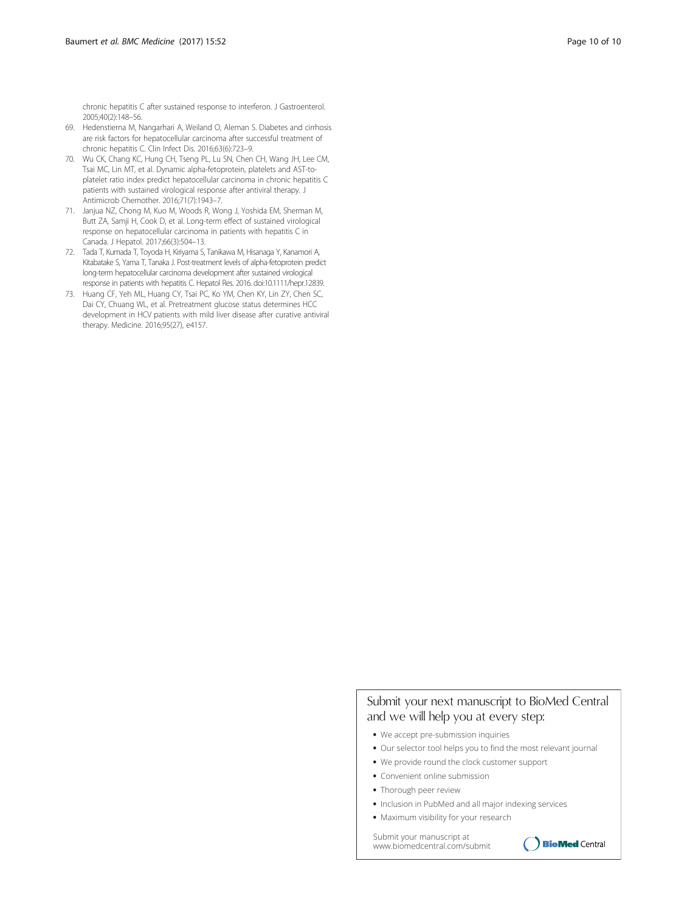chronic hepatitis C after sustained response to interferon. J Gastroenterol. 2005;40(2):148–56.

69. Hedenstierna M, Nangarhari A, Weiland O, Aleman S. Diabetes and cirrhosis are risk factors for hepatocellular carcinoma after successful treatment of chronic hepatitis C. Clin Infect Dis. 2016;63(6):723–9.
70. Wu CK, Chang KC, Hung CH, Tseng PL, Lu SN, Chen CH, Wang JH, Lee CM, Tsai MC, Lin MT, et al. Dynamic alpha-fetoprotein, platelets and AST-to-platelet ratio index predict hepatocellular carcinoma in chronic hepatitis C patients with sustained virological response after antiviral therapy. J Antimicrob Chemother. 2016;71(7):1943–7.
71. Janjua NZ, Chong M, Kuo M, Woods R, Wong J, Yoshida EM, Sherman M, Butt ZA, Samji H, Cook D, et al. Long-term effect of sustained virological response on hepatocellular carcinoma in patients with hepatitis C in Canada. J Hepatol. 2017;66(3):504–13.
72. Tada T, Kumada T, Toyoda H, Kiriyama S, Tanikawa M, Hisanaga Y, Kanamori A, Kitabatake S, Yama T, Tanaka J. Post-treatment levels of alpha-fetoprotein predict long-term hepatocellular carcinoma development after sustained virological response in patients with hepatitis C. Hepatol Res. 2016. doi:10.1111/hepr.12839.
73. Huang CF, Yeh ML, Huang CY, Tsai PC, Ko YM, Chen KY, Lin ZY, Chen SC, Dai CY, Chuang WL, et al. Pretreatment glucose status determines HCC development in HCV patients with mild liver disease after curative antiviral therapy. Medicine. 2016;95(27), e4157.

Submit your next manuscript to BioMed Central and we will help you at every step:

- We accept pre-submission inquiries
- Our selector tool helps you to find the most relevant journal
- We provide round the clock customer support
- Convenient online submission
- Thorough peer review
- Inclusion in PubMed and all major indexing services
- Maximum visibility for your research

Submit your manuscript at
www.biomedcentral.com/submit

BioMed Central